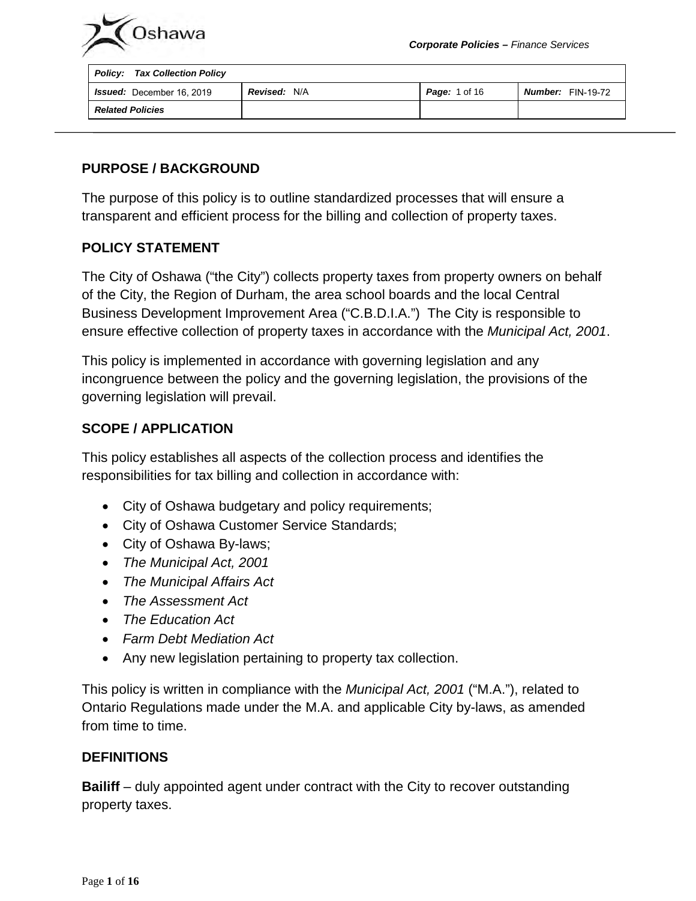*Corporate Policies – Finance Services*

| Policy: Tax Collection Policy | | | |
| --- | --- | --- | --- |
| Issued: December 16, 2019 | Revised: N/A | Page: 1 of 16 | Number: FIN-19-72 |
| Related Policies | | | |

## PURPOSE / BACKGROUND

The purpose of this policy is to outline standardized processes that will ensure a transparent and efficient process for the billing and collection of property taxes.

## POLICY STATEMENT

The City of Oshawa ("the City") collects property taxes from property owners on behalf of the City, the Region of Durham, the area school boards and the local Central Business Development Improvement Area ("C.B.D.I.A.") The City is responsible to ensure effective collection of property taxes in accordance with the *Municipal Act, 2001*.

This policy is implemented in accordance with governing legislation and any incongruence between the policy and the governing legislation, the provisions of the governing legislation will prevail.

## SCOPE / APPLICATION

This policy establishes all aspects of the collection process and identifies the responsibilities for tax billing and collection in accordance with:

- City of Oshawa budgetary and policy requirements;
- City of Oshawa Customer Service Standards;
- City of Oshawa By-laws;
- *The Municipal Act, 2001*
- *The Municipal Affairs Act*
- *The Assessment Act*
- *The Education Act*
- *Farm Debt Mediation Act*
- Any new legislation pertaining to property tax collection.

This policy is written in compliance with the *Municipal Act, 2001* ("M.A."), related to Ontario Regulations made under the M.A. and applicable City by-laws, as amended from time to time.

## DEFINITIONS

**Bailiff** – duly appointed agent under contract with the City to recover outstanding property taxes.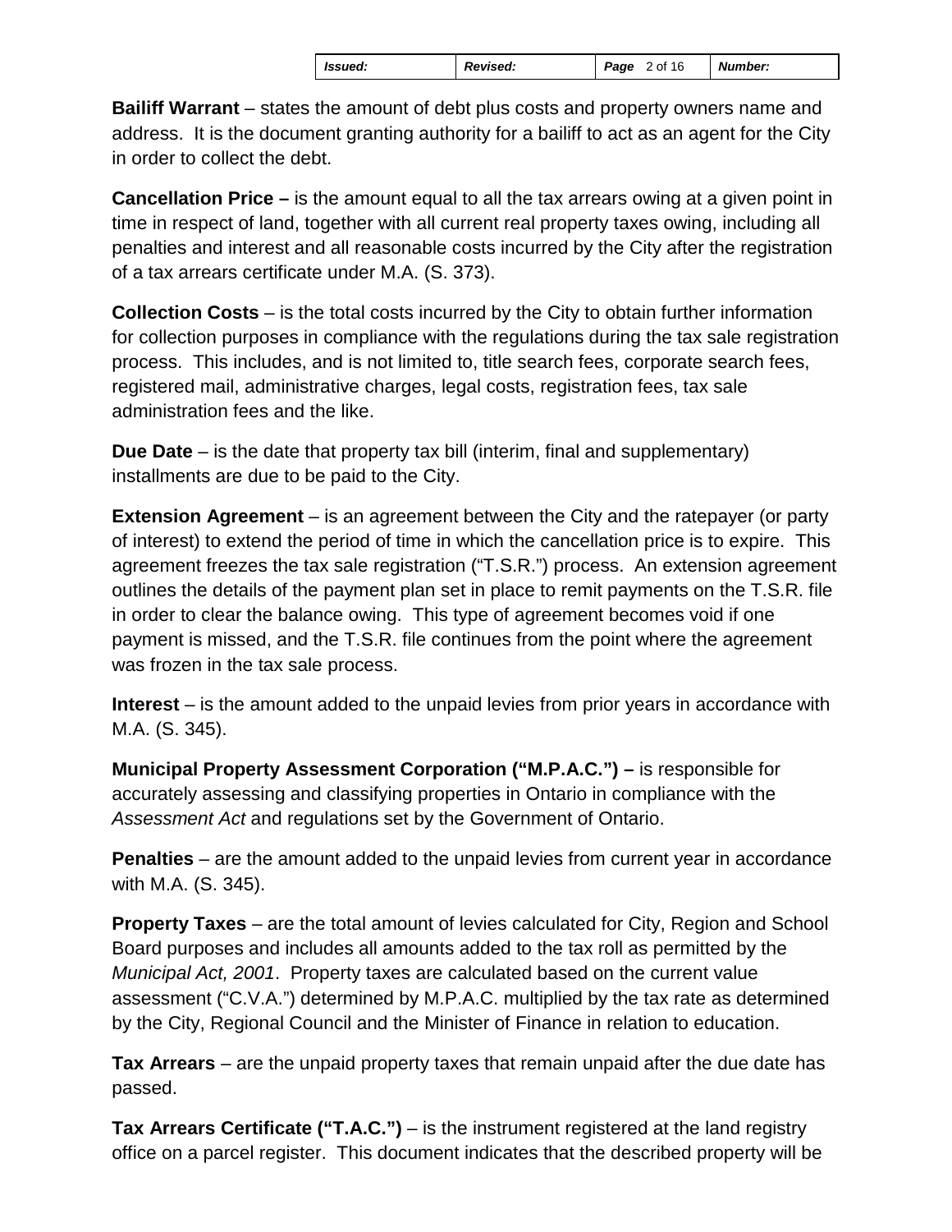**Bailiff Warrant** – states the amount of debt plus costs and property owners name and address. It is the document granting authority for a bailiff to act as an agent for the City in order to collect the debt.

**Cancellation Price –** is the amount equal to all the tax arrears owing at a given point in time in respect of land, together with all current real property taxes owing, including all penalties and interest and all reasonable costs incurred by the City after the registration of a tax arrears certificate under M.A. (S. 373).

**Collection Costs** – is the total costs incurred by the City to obtain further information for collection purposes in compliance with the regulations during the tax sale registration process. This includes, and is not limited to, title search fees, corporate search fees, registered mail, administrative charges, legal costs, registration fees, tax sale administration fees and the like.

**Due Date** – is the date that property tax bill (interim, final and supplementary) installments are due to be paid to the City.

**Extension Agreement** – is an agreement between the City and the ratepayer (or party of interest) to extend the period of time in which the cancellation price is to expire. This agreement freezes the tax sale registration ("T.S.R.") process. An extension agreement outlines the details of the payment plan set in place to remit payments on the T.S.R. file in order to clear the balance owing. This type of agreement becomes void if one payment is missed, and the T.S.R. file continues from the point where the agreement was frozen in the tax sale process.

**Interest** – is the amount added to the unpaid levies from prior years in accordance with M.A. (S. 345).

**Municipal Property Assessment Corporation ("M.P.A.C.") –** is responsible for accurately assessing and classifying properties in Ontario in compliance with the *Assessment Act* and regulations set by the Government of Ontario.

**Penalties** – are the amount added to the unpaid levies from current year in accordance with M.A. (S. 345).

**Property Taxes** – are the total amount of levies calculated for City, Region and School Board purposes and includes all amounts added to the tax roll as permitted by the *Municipal Act, 2001*. Property taxes are calculated based on the current value assessment ("C.V.A.") determined by M.P.A.C. multiplied by the tax rate as determined by the City, Regional Council and the Minister of Finance in relation to education.

**Tax Arrears** – are the unpaid property taxes that remain unpaid after the due date has passed.

**Tax Arrears Certificate ("T.A.C.")** – is the instrument registered at the land registry office on a parcel register. This document indicates that the described property will be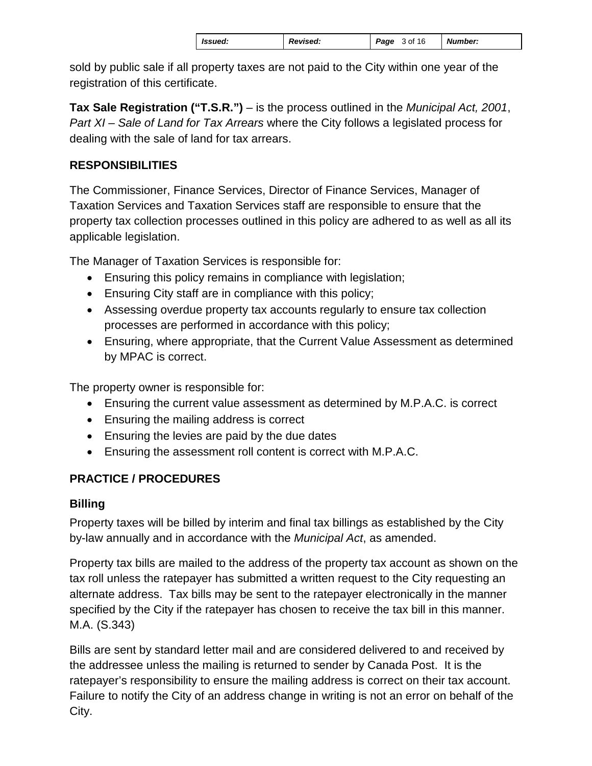sold by public sale if all property taxes are not paid to the City within one year of the registration of this certificate.

**Tax Sale Registration ("T.S.R.")** – is the process outlined in the *Municipal Act, 2001*, *Part XI – Sale of Land for Tax Arrears* where the City follows a legislated process for dealing with the sale of land for tax arrears.

## RESPONSIBILITIES

The Commissioner, Finance Services, Director of Finance Services, Manager of Taxation Services and Taxation Services staff are responsible to ensure that the property tax collection processes outlined in this policy are adhered to as well as all its applicable legislation.

The Manager of Taxation Services is responsible for:

- Ensuring this policy remains in compliance with legislation;
- Ensuring City staff are in compliance with this policy;
- Assessing overdue property tax accounts regularly to ensure tax collection processes are performed in accordance with this policy;
- Ensuring, where appropriate, that the Current Value Assessment as determined by MPAC is correct.

The property owner is responsible for:

- Ensuring the current value assessment as determined by M.P.A.C. is correct
- Ensuring the mailing address is correct
- Ensuring the levies are paid by the due dates
- Ensuring the assessment roll content is correct with M.P.A.C.

## PRACTICE / PROCEDURES

### Billing

Property taxes will be billed by interim and final tax billings as established by the City by-law annually and in accordance with the *Municipal Act*, as amended.

Property tax bills are mailed to the address of the property tax account as shown on the tax roll unless the ratepayer has submitted a written request to the City requesting an alternate address. Tax bills may be sent to the ratepayer electronically in the manner specified by the City if the ratepayer has chosen to receive the tax bill in this manner. M.A. (S.343)

Bills are sent by standard letter mail and are considered delivered to and received by the addressee unless the mailing is returned to sender by Canada Post. It is the ratepayer's responsibility to ensure the mailing address is correct on their tax account. Failure to notify the City of an address change in writing is not an error on behalf of the City.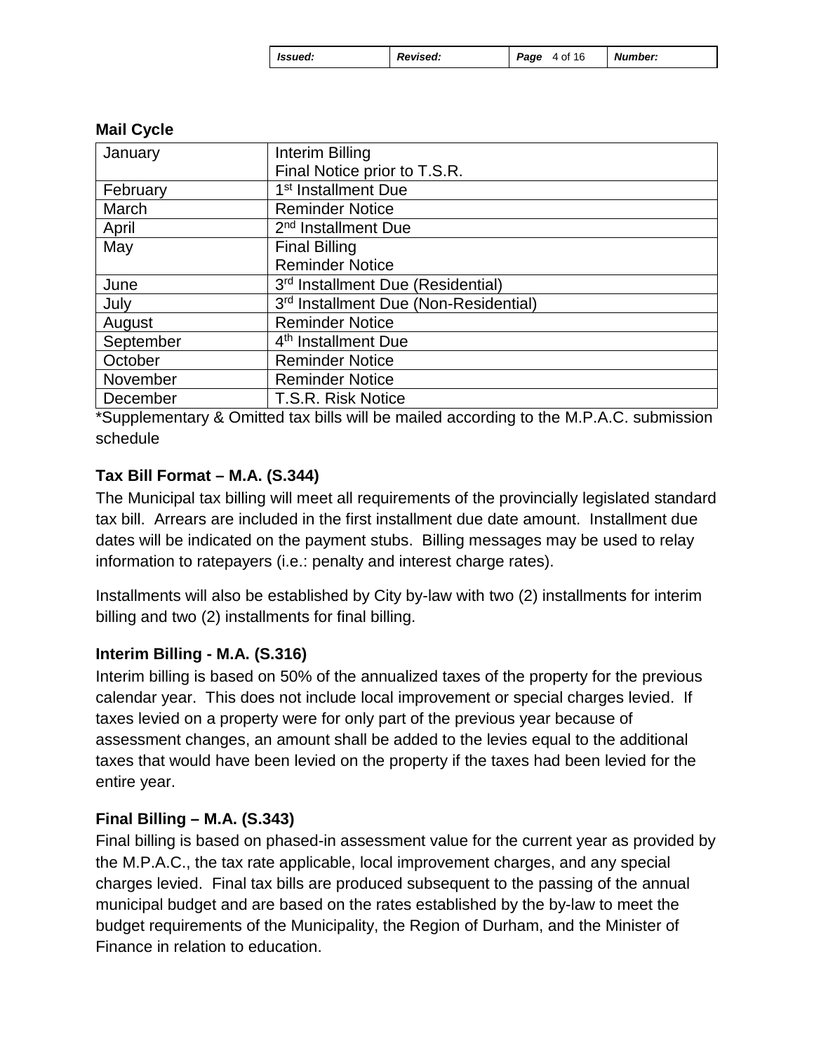**Mail Cycle**

| | |
|---|---|
| January | Interim Billing<br>Final Notice prior to T.S.R. |
| February | 1st Installment Due |
| March | Reminder Notice |
| April | 2nd Installment Due |
| May | Final Billing<br>Reminder Notice |
| June | 3rd Installment Due (Residential) |
| July | 3rd Installment Due (Non-Residential) |
| August | Reminder Notice |
| September | 4th Installment Due |
| October | Reminder Notice |
| November | Reminder Notice |
| December | T.S.R. Risk Notice |

*Supplementary & Omitted tax bills will be mailed according to the M.P.A.C. submission schedule

**Tax Bill Format – M.A. (S.344)**

The Municipal tax billing will meet all requirements of the provincially legislated standard tax bill. Arrears are included in the first installment due date amount. Installment due dates will be indicated on the payment stubs. Billing messages may be used to relay information to ratepayers (i.e.: penalty and interest charge rates).

Installments will also be established by City by-law with two (2) installments for interim billing and two (2) installments for final billing.

**Interim Billing - M.A. (S.316)**

Interim billing is based on 50% of the annualized taxes of the property for the previous calendar year. This does not include local improvement or special charges levied. If taxes levied on a property were for only part of the previous year because of assessment changes, an amount shall be added to the levies equal to the additional taxes that would have been levied on the property if the taxes had been levied for the entire year.

**Final Billing – M.A. (S.343)**

Final billing is based on phased-in assessment value for the current year as provided by the M.P.A.C., the tax rate applicable, local improvement charges, and any special charges levied. Final tax bills are produced subsequent to the passing of the annual municipal budget and are based on the rates established by the by-law to meet the budget requirements of the Municipality, the Region of Durham, and the Minister of Finance in relation to education.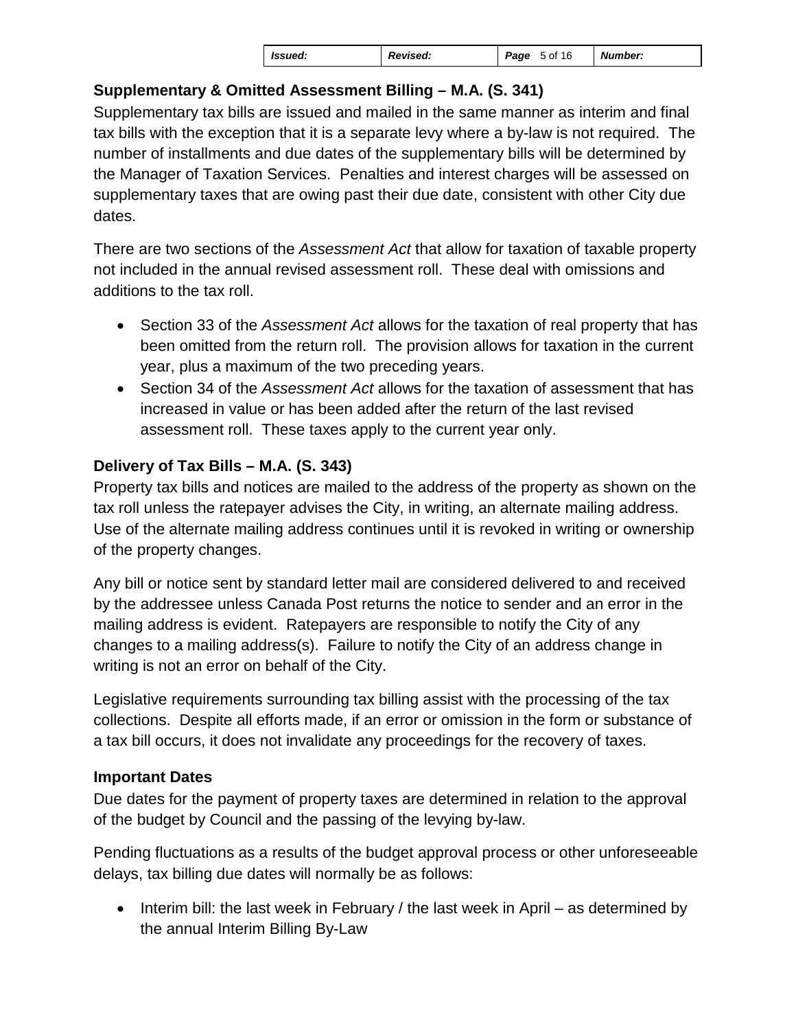### Supplementary & Omitted Assessment Billing – M.A. (S. 341)

Supplementary tax bills are issued and mailed in the same manner as interim and final tax bills with the exception that it is a separate levy where a by-law is not required. The number of installments and due dates of the supplementary bills will be determined by the Manager of Taxation Services. Penalties and interest charges will be assessed on supplementary taxes that are owing past their due date, consistent with other City due dates.

There are two sections of the *Assessment Act* that allow for taxation of taxable property not included in the annual revised assessment roll. These deal with omissions and additions to the tax roll.

- Section 33 of the *Assessment Act* allows for the taxation of real property that has been omitted from the return roll. The provision allows for taxation in the current year, plus a maximum of the two preceding years.
- Section 34 of the *Assessment Act* allows for the taxation of assessment that has increased in value or has been added after the return of the last revised assessment roll. These taxes apply to the current year only.

### Delivery of Tax Bills – M.A. (S. 343)

Property tax bills and notices are mailed to the address of the property as shown on the tax roll unless the ratepayer advises the City, in writing, an alternate mailing address. Use of the alternate mailing address continues until it is revoked in writing or ownership of the property changes.

Any bill or notice sent by standard letter mail are considered delivered to and received by the addressee unless Canada Post returns the notice to sender and an error in the mailing address is evident. Ratepayers are responsible to notify the City of any changes to a mailing address(s). Failure to notify the City of an address change in writing is not an error on behalf of the City.

Legislative requirements surrounding tax billing assist with the processing of the tax collections. Despite all efforts made, if an error or omission in the form or substance of a tax bill occurs, it does not invalidate any proceedings for the recovery of taxes.

### Important Dates

Due dates for the payment of property taxes are determined in relation to the approval of the budget by Council and the passing of the levying by-law.

Pending fluctuations as a results of the budget approval process or other unforeseeable delays, tax billing due dates will normally be as follows:

- Interim bill: the last week in February / the last week in April – as determined by the annual Interim Billing By-Law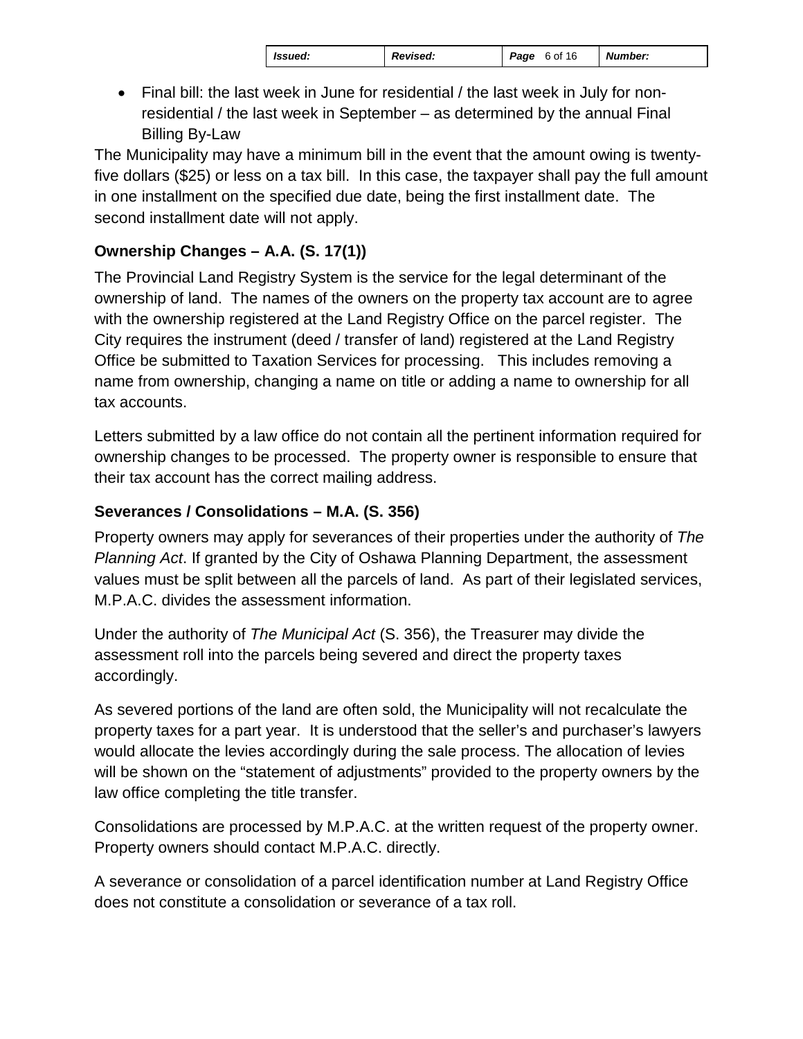- Final bill: the last week in June for residential / the last week in July for non-residential / the last week in September – as determined by the annual Final Billing By-Law

The Municipality may have a minimum bill in the event that the amount owing is twenty-five dollars ($25) or less on a tax bill. In this case, the taxpayer shall pay the full amount in one installment on the specified due date, being the first installment date. The second installment date will not apply.

### Ownership Changes – A.A. (S. 17(1))

The Provincial Land Registry System is the service for the legal determinant of the ownership of land. The names of the owners on the property tax account are to agree with the ownership registered at the Land Registry Office on the parcel register. The City requires the instrument (deed / transfer of land) registered at the Land Registry Office be submitted to Taxation Services for processing. This includes removing a name from ownership, changing a name on title or adding a name to ownership for all tax accounts.

Letters submitted by a law office do not contain all the pertinent information required for ownership changes to be processed. The property owner is responsible to ensure that their tax account has the correct mailing address.

### Severances / Consolidations – M.A. (S. 356)

Property owners may apply for severances of their properties under the authority of *The Planning Act*. If granted by the City of Oshawa Planning Department, the assessment values must be split between all the parcels of land. As part of their legislated services, M.P.A.C. divides the assessment information.

Under the authority of *The Municipal Act* (S. 356), the Treasurer may divide the assessment roll into the parcels being severed and direct the property taxes accordingly.

As severed portions of the land are often sold, the Municipality will not recalculate the property taxes for a part year. It is understood that the seller's and purchaser's lawyers would allocate the levies accordingly during the sale process. The allocation of levies will be shown on the "statement of adjustments" provided to the property owners by the law office completing the title transfer.

Consolidations are processed by M.P.A.C. at the written request of the property owner. Property owners should contact M.P.A.C. directly.

A severance or consolidation of a parcel identification number at Land Registry Office does not constitute a consolidation or severance of a tax roll.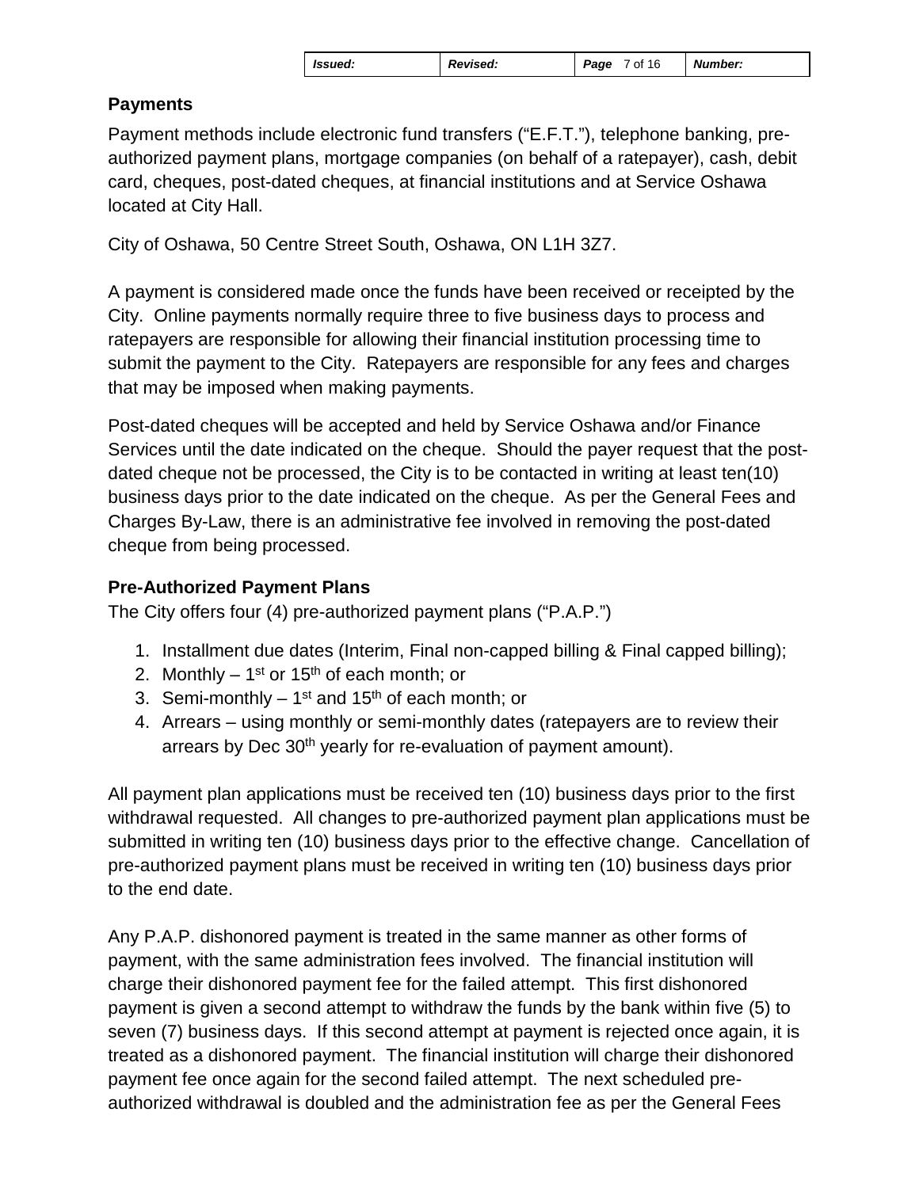## Payments

Payment methods include electronic fund transfers ("E.F.T."), telephone banking, pre-authorized payment plans, mortgage companies (on behalf of a ratepayer), cash, debit card, cheques, post-dated cheques, at financial institutions and at Service Oshawa located at City Hall.

City of Oshawa, 50 Centre Street South, Oshawa, ON L1H 3Z7.

A payment is considered made once the funds have been received or receipted by the City. Online payments normally require three to five business days to process and ratepayers are responsible for allowing their financial institution processing time to submit the payment to the City. Ratepayers are responsible for any fees and charges that may be imposed when making payments.

Post-dated cheques will be accepted and held by Service Oshawa and/or Finance Services until the date indicated on the cheque. Should the payer request that the post-dated cheque not be processed, the City is to be contacted in writing at least ten(10) business days prior to the date indicated on the cheque. As per the General Fees and Charges By-Law, there is an administrative fee involved in removing the post-dated cheque from being processed.

### Pre-Authorized Payment Plans

The City offers four (4) pre-authorized payment plans ("P.A.P.")

1. Installment due dates (Interim, Final non-capped billing & Final capped billing);
2. Monthly – 1st or 15th of each month; or
3. Semi-monthly – 1st and 15th of each month; or
4. Arrears – using monthly or semi-monthly dates (ratepayers are to review their arrears by Dec 30th yearly for re-evaluation of payment amount).

All payment plan applications must be received ten (10) business days prior to the first withdrawal requested. All changes to pre-authorized payment plan applications must be submitted in writing ten (10) business days prior to the effective change. Cancellation of pre-authorized payment plans must be received in writing ten (10) business days prior to the end date.

Any P.A.P. dishonored payment is treated in the same manner as other forms of payment, with the same administration fees involved. The financial institution will charge their dishonored payment fee for the failed attempt. This first dishonored payment is given a second attempt to withdraw the funds by the bank within five (5) to seven (7) business days. If this second attempt at payment is rejected once again, it is treated as a dishonored payment. The financial institution will charge their dishonored payment fee once again for the second failed attempt. The next scheduled pre-authorized withdrawal is doubled and the administration fee as per the General Fees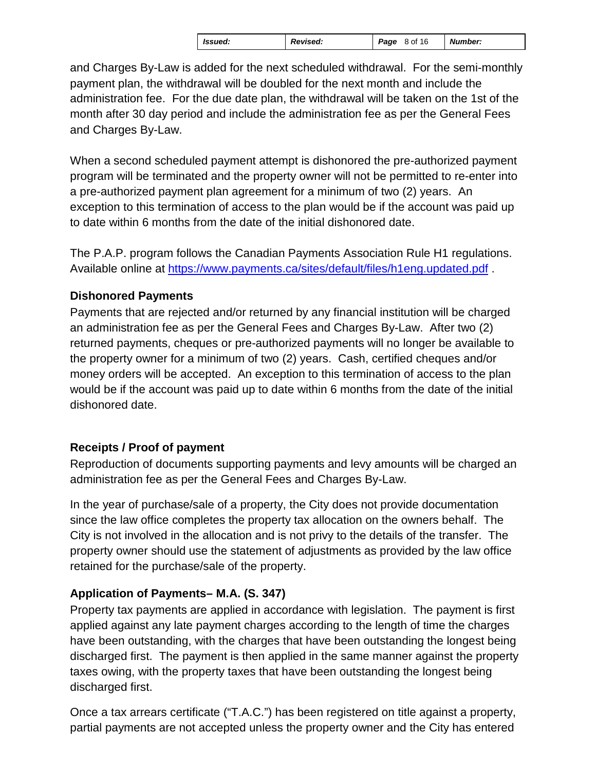and Charges By-Law is added for the next scheduled withdrawal. For the semi-monthly payment plan, the withdrawal will be doubled for the next month and include the administration fee. For the due date plan, the withdrawal will be taken on the 1st of the month after 30 day period and include the administration fee as per the General Fees and Charges By-Law.

When a second scheduled payment attempt is dishonored the pre-authorized payment program will be terminated and the property owner will not be permitted to re-enter into a pre-authorized payment plan agreement for a minimum of two (2) years. An exception to this termination of access to the plan would be if the account was paid up to date within 6 months from the date of the initial dishonored date.

The P.A.P. program follows the Canadian Payments Association Rule H1 regulations. Available online at [https://www.payments.ca/sites/default/files/h1eng.updated.pdf](https://www.payments.ca/sites/default/files/h1eng.updated.pdf) .

### Dishonored Payments

Payments that are rejected and/or returned by any financial institution will be charged an administration fee as per the General Fees and Charges By-Law. After two (2) returned payments, cheques or pre-authorized payments will no longer be available to the property owner for a minimum of two (2) years. Cash, certified cheques and/or money orders will be accepted. An exception to this termination of access to the plan would be if the account was paid up to date within 6 months from the date of the initial dishonored date.

### Receipts / Proof of payment

Reproduction of documents supporting payments and levy amounts will be charged an administration fee as per the General Fees and Charges By-Law.

In the year of purchase/sale of a property, the City does not provide documentation since the law office completes the property tax allocation on the owners behalf. The City is not involved in the allocation and is not privy to the details of the transfer. The property owner should use the statement of adjustments as provided by the law office retained for the purchase/sale of the property.

### Application of Payments– M.A. (S. 347)

Property tax payments are applied in accordance with legislation. The payment is first applied against any late payment charges according to the length of time the charges have been outstanding, with the charges that have been outstanding the longest being discharged first. The payment is then applied in the same manner against the property taxes owing, with the property taxes that have been outstanding the longest being discharged first.

Once a tax arrears certificate ("T.A.C.") has been registered on title against a property, partial payments are not accepted unless the property owner and the City has entered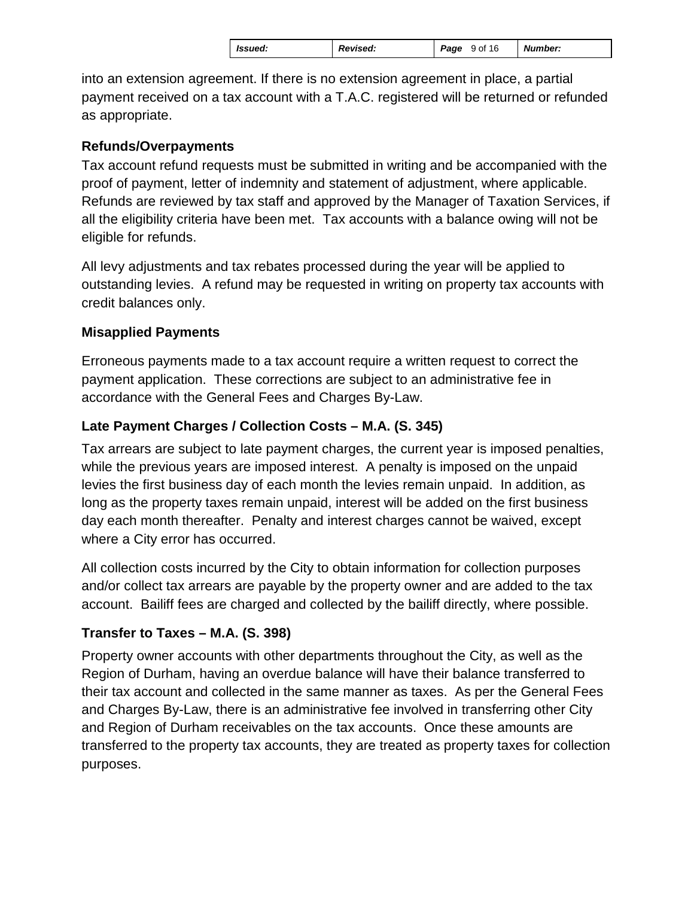into an extension agreement. If there is no extension agreement in place, a partial payment received on a tax account with a T.A.C. registered will be returned or refunded as appropriate.

### Refunds/Overpayments

Tax account refund requests must be submitted in writing and be accompanied with the proof of payment, letter of indemnity and statement of adjustment, where applicable. Refunds are reviewed by tax staff and approved by the Manager of Taxation Services, if all the eligibility criteria have been met. Tax accounts with a balance owing will not be eligible for refunds.

All levy adjustments and tax rebates processed during the year will be applied to outstanding levies. A refund may be requested in writing on property tax accounts with credit balances only.

### Misapplied Payments

Erroneous payments made to a tax account require a written request to correct the payment application. These corrections are subject to an administrative fee in accordance with the General Fees and Charges By-Law.

### Late Payment Charges / Collection Costs – M.A. (S. 345)

Tax arrears are subject to late payment charges, the current year is imposed penalties, while the previous years are imposed interest. A penalty is imposed on the unpaid levies the first business day of each month the levies remain unpaid. In addition, as long as the property taxes remain unpaid, interest will be added on the first business day each month thereafter. Penalty and interest charges cannot be waived, except where a City error has occurred.

All collection costs incurred by the City to obtain information for collection purposes and/or collect tax arrears are payable by the property owner and are added to the tax account. Bailiff fees are charged and collected by the bailiff directly, where possible.

### Transfer to Taxes – M.A. (S. 398)

Property owner accounts with other departments throughout the City, as well as the Region of Durham, having an overdue balance will have their balance transferred to their tax account and collected in the same manner as taxes. As per the General Fees and Charges By-Law, there is an administrative fee involved in transferring other City and Region of Durham receivables on the tax accounts. Once these amounts are transferred to the property tax accounts, they are treated as property taxes for collection purposes.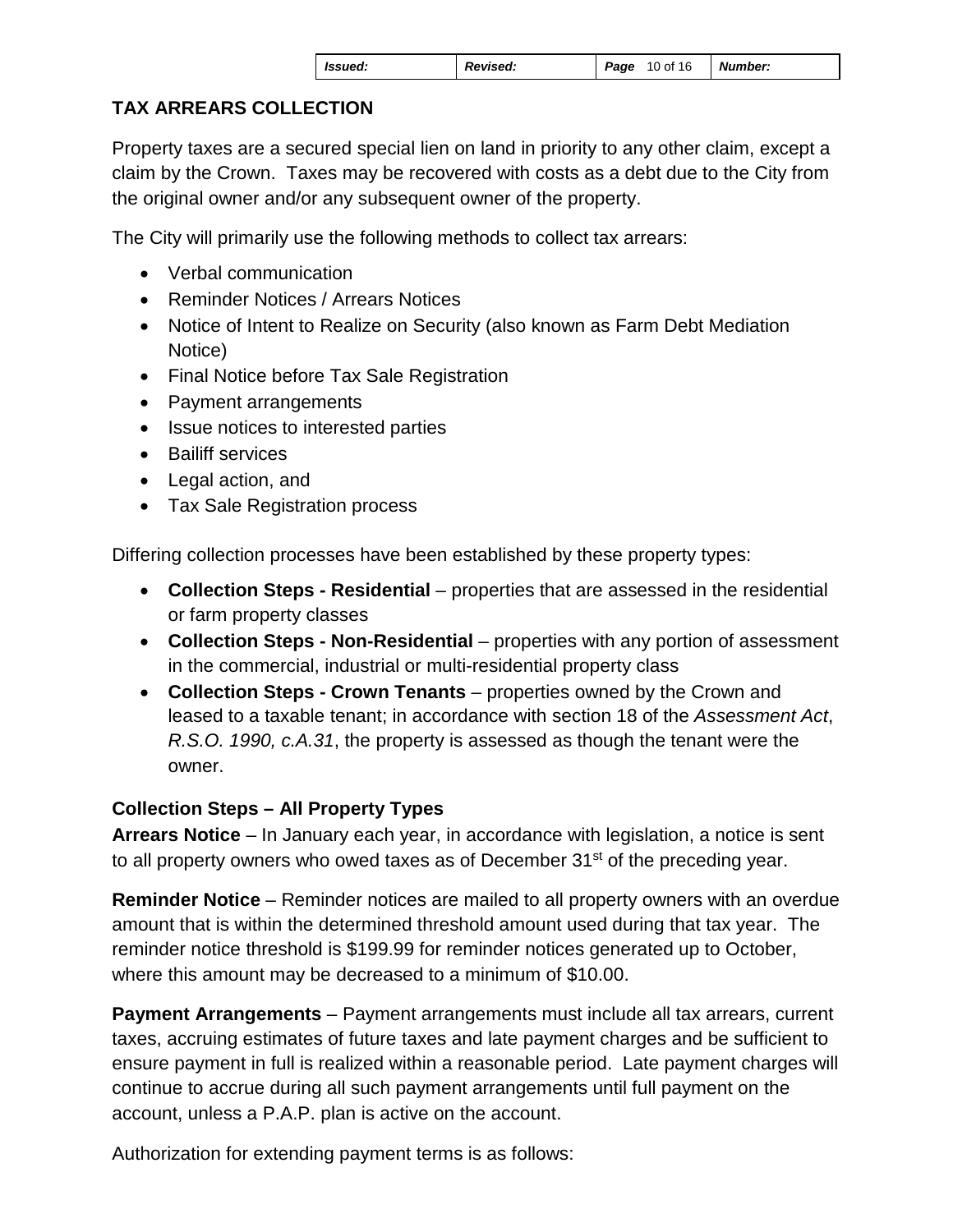## TAX ARREARS COLLECTION

Property taxes are a secured special lien on land in priority to any other claim, except a claim by the Crown. Taxes may be recovered with costs as a debt due to the City from the original owner and/or any subsequent owner of the property.

The City will primarily use the following methods to collect tax arrears:

- Verbal communication
- Reminder Notices / Arrears Notices
- Notice of Intent to Realize on Security (also known as Farm Debt Mediation Notice)
- Final Notice before Tax Sale Registration
- Payment arrangements
- Issue notices to interested parties
- Bailiff services
- Legal action, and
- Tax Sale Registration process

Differing collection processes have been established by these property types:

- **Collection Steps - Residential** – properties that are assessed in the residential or farm property classes
- **Collection Steps - Non-Residential** – properties with any portion of assessment in the commercial, industrial or multi-residential property class
- **Collection Steps - Crown Tenants** – properties owned by the Crown and leased to a taxable tenant; in accordance with section 18 of the *Assessment Act*, *R.S.O. 1990, c.A.31*, the property is assessed as though the tenant were the owner.

### Collection Steps – All Property Types

**Arrears Notice** – In January each year, in accordance with legislation, a notice is sent to all property owners who owed taxes as of December 31st of the preceding year.

**Reminder Notice** – Reminder notices are mailed to all property owners with an overdue amount that is within the determined threshold amount used during that tax year. The reminder notice threshold is $199.99 for reminder notices generated up to October, where this amount may be decreased to a minimum of $10.00.

**Payment Arrangements** – Payment arrangements must include all tax arrears, current taxes, accruing estimates of future taxes and late payment charges and be sufficient to ensure payment in full is realized within a reasonable period. Late payment charges will continue to accrue during all such payment arrangements until full payment on the account, unless a P.A.P. plan is active on the account.

Authorization for extending payment terms is as follows: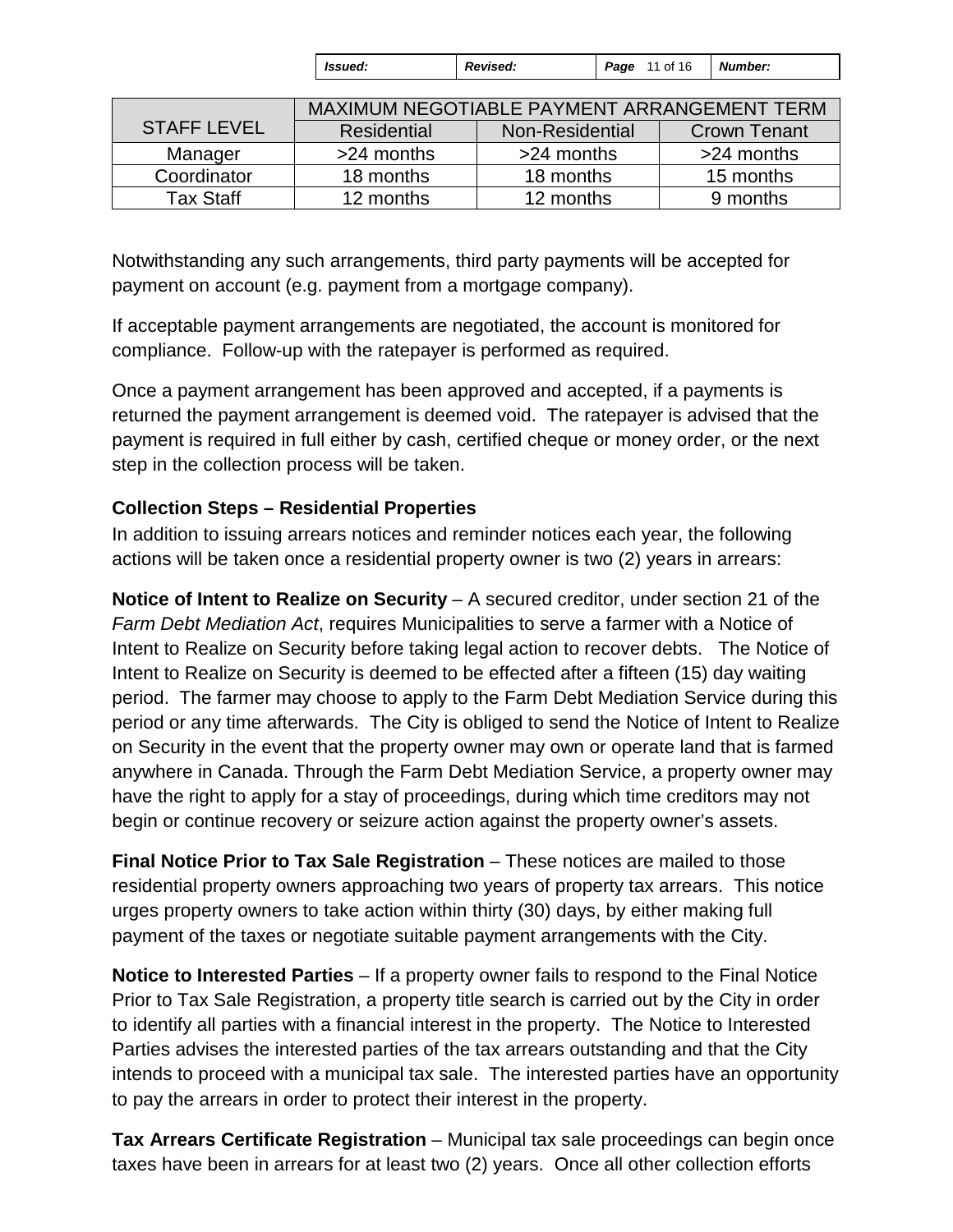| STAFF LEVEL | MAXIMUM NEGOTIABLE PAYMENT ARRANGEMENT TERM | | |
|---|---|---|---|
| | Residential | Non-Residential | Crown Tenant |
| Manager | >24 months | >24 months | >24 months |
| Coordinator | 18 months | 18 months | 15 months |
| Tax Staff | 12 months | 12 months | 9 months |

Notwithstanding any such arrangements, third party payments will be accepted for payment on account (e.g. payment from a mortgage company).

If acceptable payment arrangements are negotiated, the account is monitored for compliance. Follow-up with the ratepayer is performed as required.

Once a payment arrangement has been approved and accepted, if a payments is returned the payment arrangement is deemed void. The ratepayer is advised that the payment is required in full either by cash, certified cheque or money order, or the next step in the collection process will be taken.

**Collection Steps – Residential Properties**

In addition to issuing arrears notices and reminder notices each year, the following actions will be taken once a residential property owner is two (2) years in arrears:

**Notice of Intent to Realize on Security** – A secured creditor, under section 21 of the *Farm Debt Mediation Act*, requires Municipalities to serve a farmer with a Notice of Intent to Realize on Security before taking legal action to recover debts. The Notice of Intent to Realize on Security is deemed to be effected after a fifteen (15) day waiting period. The farmer may choose to apply to the Farm Debt Mediation Service during this period or any time afterwards. The City is obliged to send the Notice of Intent to Realize on Security in the event that the property owner may own or operate land that is farmed anywhere in Canada. Through the Farm Debt Mediation Service, a property owner may have the right to apply for a stay of proceedings, during which time creditors may not begin or continue recovery or seizure action against the property owner's assets.

**Final Notice Prior to Tax Sale Registration** – These notices are mailed to those residential property owners approaching two years of property tax arrears. This notice urges property owners to take action within thirty (30) days, by either making full payment of the taxes or negotiate suitable payment arrangements with the City.

**Notice to Interested Parties** – If a property owner fails to respond to the Final Notice Prior to Tax Sale Registration, a property title search is carried out by the City in order to identify all parties with a financial interest in the property. The Notice to Interested Parties advises the interested parties of the tax arrears outstanding and that the City intends to proceed with a municipal tax sale. The interested parties have an opportunity to pay the arrears in order to protect their interest in the property.

**Tax Arrears Certificate Registration** – Municipal tax sale proceedings can begin once taxes have been in arrears for at least two (2) years. Once all other collection efforts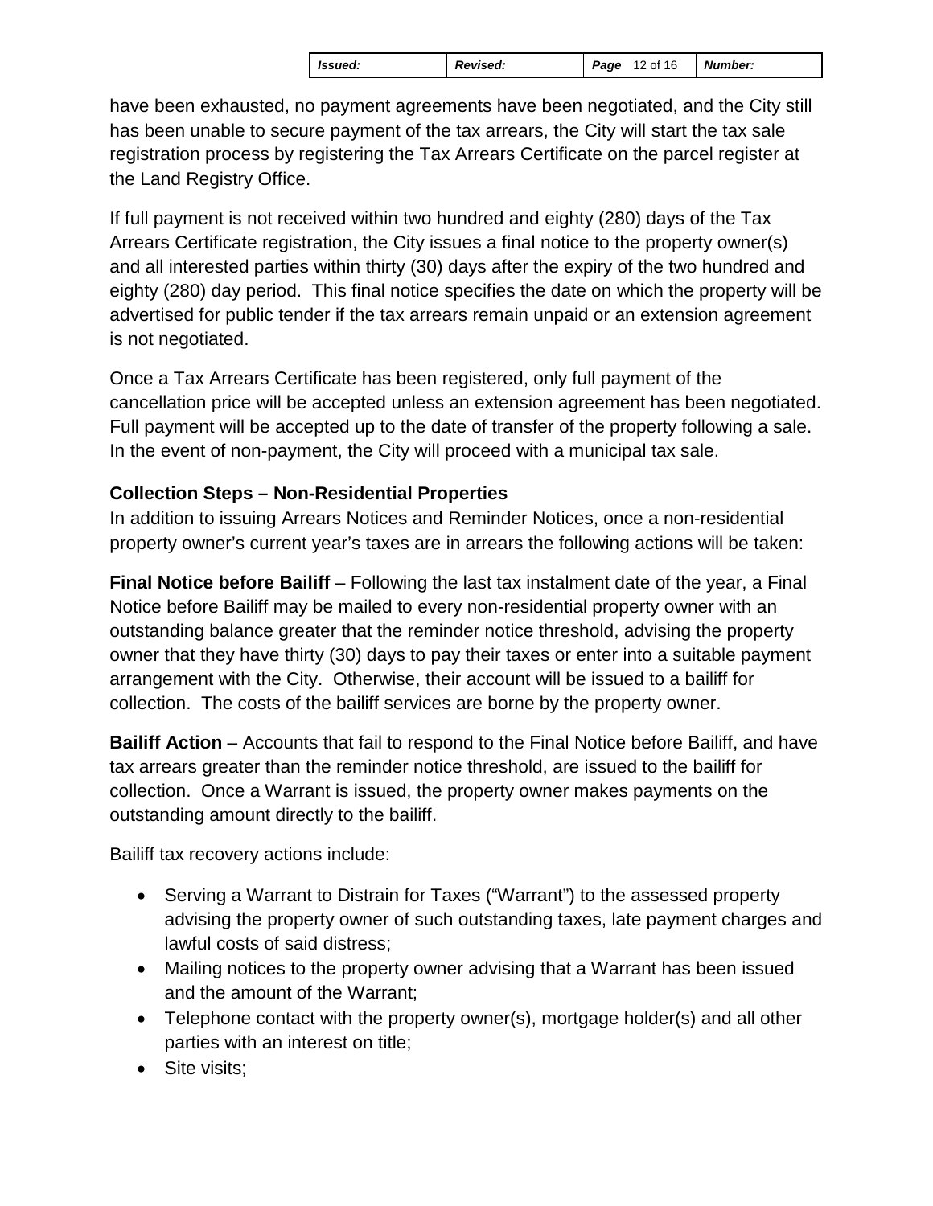have been exhausted, no payment agreements have been negotiated, and the City still has been unable to secure payment of the tax arrears, the City will start the tax sale registration process by registering the Tax Arrears Certificate on the parcel register at the Land Registry Office.

If full payment is not received within two hundred and eighty (280) days of the Tax Arrears Certificate registration, the City issues a final notice to the property owner(s) and all interested parties within thirty (30) days after the expiry of the two hundred and eighty (280) day period. This final notice specifies the date on which the property will be advertised for public tender if the tax arrears remain unpaid or an extension agreement is not negotiated.

Once a Tax Arrears Certificate has been registered, only full payment of the cancellation price will be accepted unless an extension agreement has been negotiated. Full payment will be accepted up to the date of transfer of the property following a sale. In the event of non-payment, the City will proceed with a municipal tax sale.

### Collection Steps – Non-Residential Properties

In addition to issuing Arrears Notices and Reminder Notices, once a non-residential property owner's current year's taxes are in arrears the following actions will be taken:

**Final Notice before Bailiff** – Following the last tax instalment date of the year, a Final Notice before Bailiff may be mailed to every non-residential property owner with an outstanding balance greater that the reminder notice threshold, advising the property owner that they have thirty (30) days to pay their taxes or enter into a suitable payment arrangement with the City. Otherwise, their account will be issued to a bailiff for collection. The costs of the bailiff services are borne by the property owner.

**Bailiff Action** – Accounts that fail to respond to the Final Notice before Bailiff, and have tax arrears greater than the reminder notice threshold, are issued to the bailiff for collection. Once a Warrant is issued, the property owner makes payments on the outstanding amount directly to the bailiff.

Bailiff tax recovery actions include:

- Serving a Warrant to Distrain for Taxes ("Warrant") to the assessed property advising the property owner of such outstanding taxes, late payment charges and lawful costs of said distress;
- Mailing notices to the property owner advising that a Warrant has been issued and the amount of the Warrant;
- Telephone contact with the property owner(s), mortgage holder(s) and all other parties with an interest on title;
- Site visits;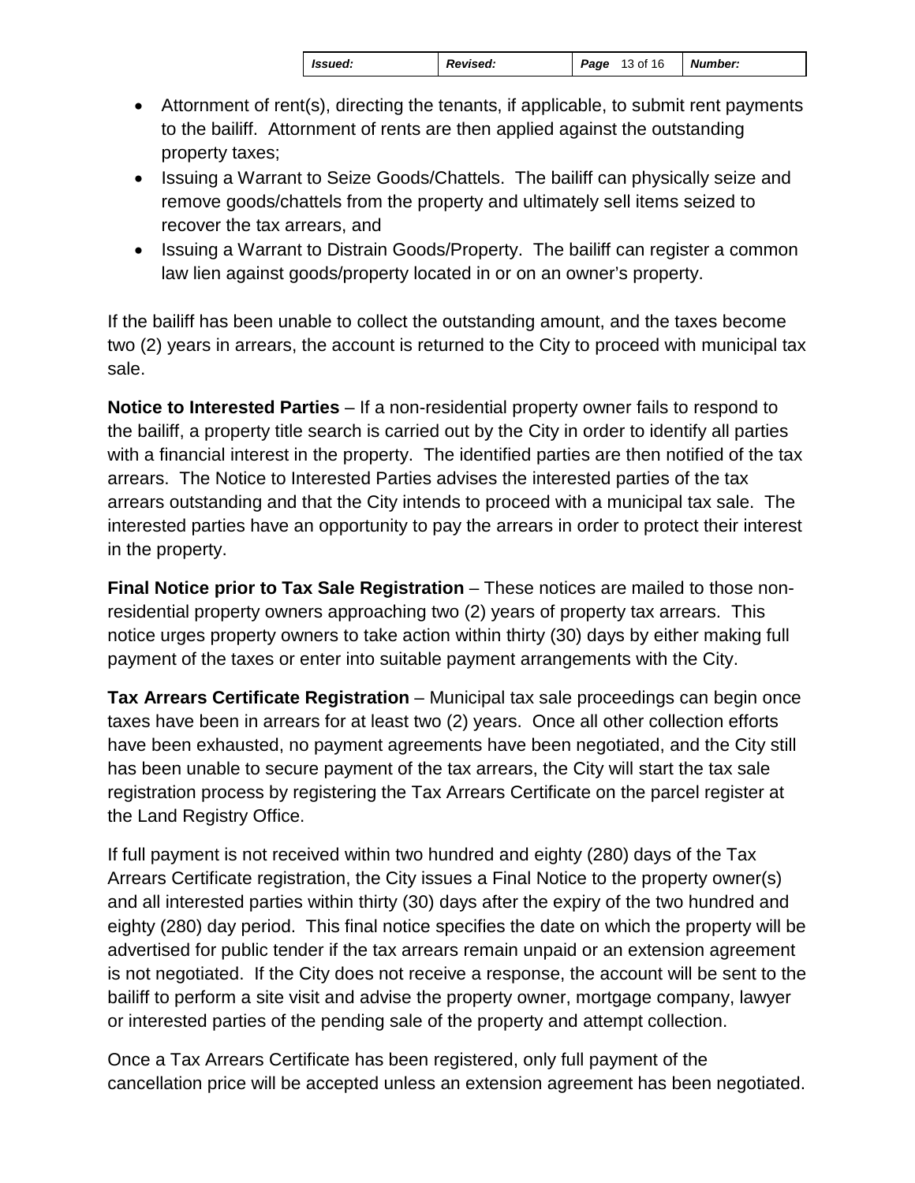- Attornment of rent(s), directing the tenants, if applicable, to submit rent payments to the bailiff. Attornment of rents are then applied against the outstanding property taxes;
- Issuing a Warrant to Seize Goods/Chattels. The bailiff can physically seize and remove goods/chattels from the property and ultimately sell items seized to recover the tax arrears, and
- Issuing a Warrant to Distrain Goods/Property. The bailiff can register a common law lien against goods/property located in or on an owner's property.

If the bailiff has been unable to collect the outstanding amount, and the taxes become two (2) years in arrears, the account is returned to the City to proceed with municipal tax sale.

**Notice to Interested Parties** – If a non-residential property owner fails to respond to the bailiff, a property title search is carried out by the City in order to identify all parties with a financial interest in the property. The identified parties are then notified of the tax arrears. The Notice to Interested Parties advises the interested parties of the tax arrears outstanding and that the City intends to proceed with a municipal tax sale. The interested parties have an opportunity to pay the arrears in order to protect their interest in the property.

**Final Notice prior to Tax Sale Registration** – These notices are mailed to those non-residential property owners approaching two (2) years of property tax arrears. This notice urges property owners to take action within thirty (30) days by either making full payment of the taxes or enter into suitable payment arrangements with the City.

**Tax Arrears Certificate Registration** – Municipal tax sale proceedings can begin once taxes have been in arrears for at least two (2) years. Once all other collection efforts have been exhausted, no payment agreements have been negotiated, and the City still has been unable to secure payment of the tax arrears, the City will start the tax sale registration process by registering the Tax Arrears Certificate on the parcel register at the Land Registry Office.

If full payment is not received within two hundred and eighty (280) days of the Tax Arrears Certificate registration, the City issues a Final Notice to the property owner(s) and all interested parties within thirty (30) days after the expiry of the two hundred and eighty (280) day period. This final notice specifies the date on which the property will be advertised for public tender if the tax arrears remain unpaid or an extension agreement is not negotiated. If the City does not receive a response, the account will be sent to the bailiff to perform a site visit and advise the property owner, mortgage company, lawyer or interested parties of the pending sale of the property and attempt collection.

Once a Tax Arrears Certificate has been registered, only full payment of the cancellation price will be accepted unless an extension agreement has been negotiated.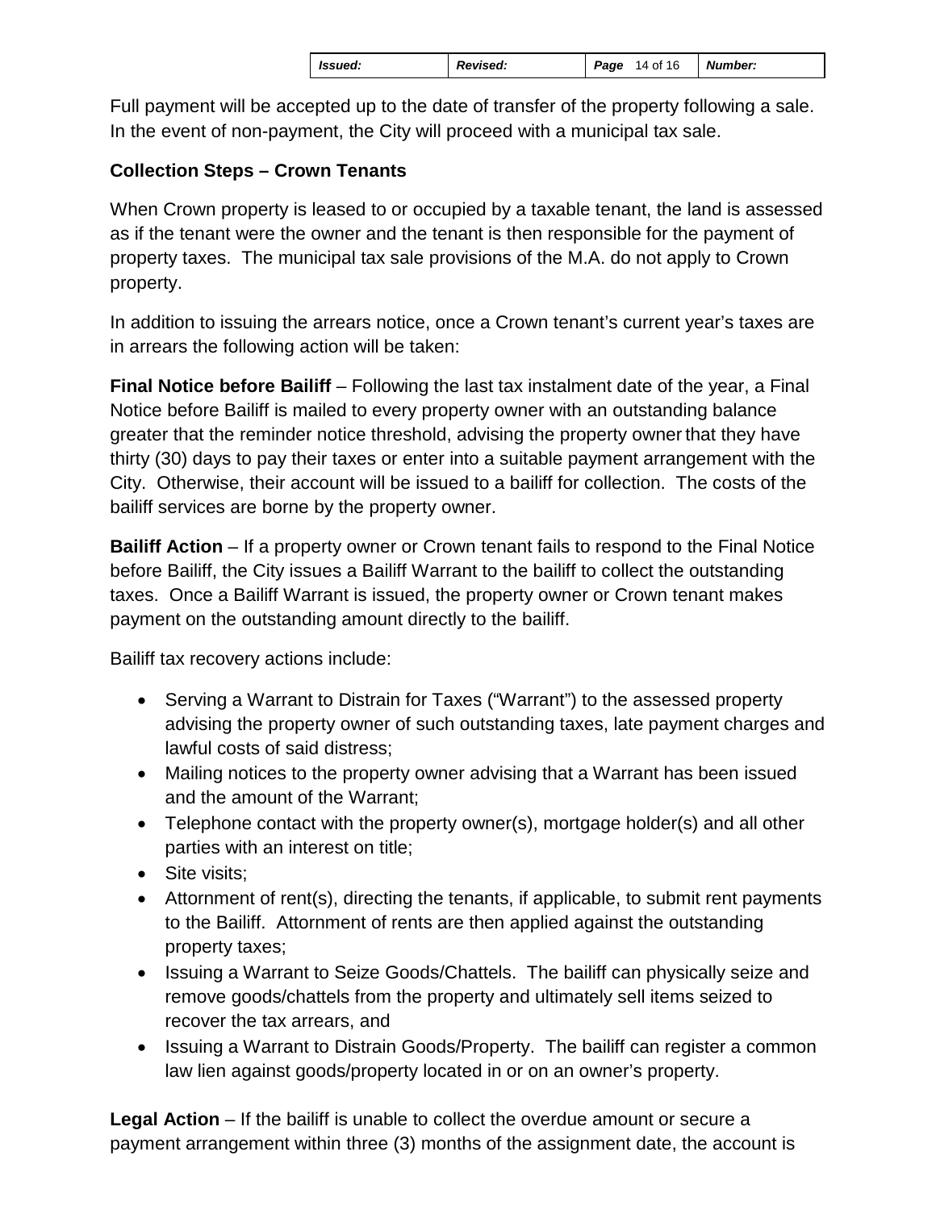Full payment will be accepted up to the date of transfer of the property following a sale. In the event of non-payment, the City will proceed with a municipal tax sale.

**Collection Steps – Crown Tenants**

When Crown property is leased to or occupied by a taxable tenant, the land is assessed as if the tenant were the owner and the tenant is then responsible for the payment of property taxes. The municipal tax sale provisions of the M.A. do not apply to Crown property.

In addition to issuing the arrears notice, once a Crown tenant's current year's taxes are in arrears the following action will be taken:

**Final Notice before Bailiff** – Following the last tax instalment date of the year, a Final Notice before Bailiff is mailed to every property owner with an outstanding balance greater that the reminder notice threshold, advising the property owner that they have thirty (30) days to pay their taxes or enter into a suitable payment arrangement with the City. Otherwise, their account will be issued to a bailiff for collection. The costs of the bailiff services are borne by the property owner.

**Bailiff Action** – If a property owner or Crown tenant fails to respond to the Final Notice before Bailiff, the City issues a Bailiff Warrant to the bailiff to collect the outstanding taxes. Once a Bailiff Warrant is issued, the property owner or Crown tenant makes payment on the outstanding amount directly to the bailiff.

Bailiff tax recovery actions include:

- Serving a Warrant to Distrain for Taxes ("Warrant") to the assessed property advising the property owner of such outstanding taxes, late payment charges and lawful costs of said distress;
- Mailing notices to the property owner advising that a Warrant has been issued and the amount of the Warrant;
- Telephone contact with the property owner(s), mortgage holder(s) and all other parties with an interest on title;
- Site visits;
- Attornment of rent(s), directing the tenants, if applicable, to submit rent payments to the Bailiff. Attornment of rents are then applied against the outstanding property taxes;
- Issuing a Warrant to Seize Goods/Chattels. The bailiff can physically seize and remove goods/chattels from the property and ultimately sell items seized to recover the tax arrears, and
- Issuing a Warrant to Distrain Goods/Property. The bailiff can register a common law lien against goods/property located in or on an owner's property.

**Legal Action** – If the bailiff is unable to collect the overdue amount or secure a payment arrangement within three (3) months of the assignment date, the account is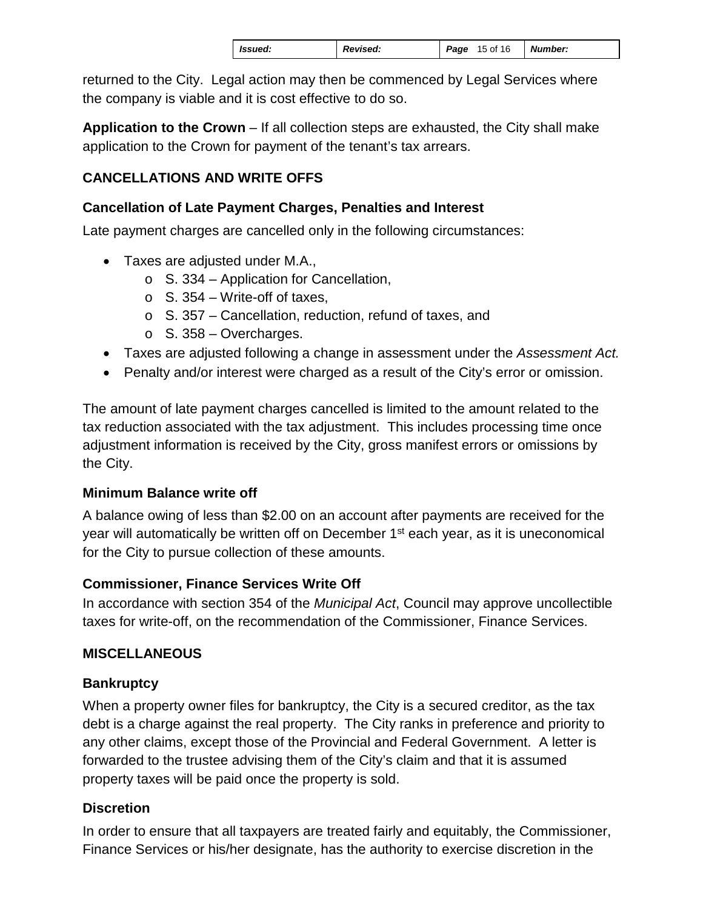returned to the City. Legal action may then be commenced by Legal Services where the company is viable and it is cost effective to do so.

**Application to the Crown** – If all collection steps are exhausted, the City shall make application to the Crown for payment of the tenant's tax arrears.

## CANCELLATIONS AND WRITE OFFS

### Cancellation of Late Payment Charges, Penalties and Interest

Late payment charges are cancelled only in the following circumstances:

- Taxes are adjusted under M.A.,
  - S. 334 – Application for Cancellation,
  - S. 354 – Write-off of taxes,
  - S. 357 – Cancellation, reduction, refund of taxes, and
  - S. 358 – Overcharges.
- Taxes are adjusted following a change in assessment under the *Assessment Act.*
- Penalty and/or interest were charged as a result of the City's error or omission.

The amount of late payment charges cancelled is limited to the amount related to the tax reduction associated with the tax adjustment. This includes processing time once adjustment information is received by the City, gross manifest errors or omissions by the City.

### Minimum Balance write off

A balance owing of less than $2.00 on an account after payments are received for the year will automatically be written off on December 1st each year, as it is uneconomical for the City to pursue collection of these amounts.

### Commissioner, Finance Services Write Off

In accordance with section 354 of the *Municipal Act*, Council may approve uncollectible taxes for write-off, on the recommendation of the Commissioner, Finance Services.

## MISCELLANEOUS

### Bankruptcy

When a property owner files for bankruptcy, the City is a secured creditor, as the tax debt is a charge against the real property. The City ranks in preference and priority to any other claims, except those of the Provincial and Federal Government. A letter is forwarded to the trustee advising them of the City's claim and that it is assumed property taxes will be paid once the property is sold.

### Discretion

In order to ensure that all taxpayers are treated fairly and equitably, the Commissioner, Finance Services or his/her designate, has the authority to exercise discretion in the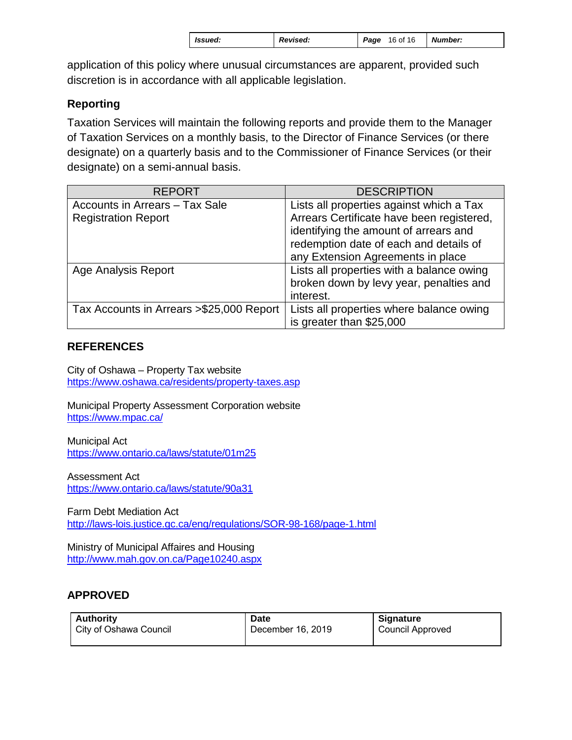application of this policy where unusual circumstances are apparent, provided such discretion is in accordance with all applicable legislation.

### Reporting

Taxation Services will maintain the following reports and provide them to the Manager of Taxation Services on a monthly basis, to the Director of Finance Services (or there designate) on a quarterly basis and to the Commissioner of Finance Services (or their designate) on a semi-annual basis.

| REPORT | DESCRIPTION |
|---|---|
| Accounts in Arrears – Tax Sale Registration Report | Lists all properties against which a Tax Arrears Certificate have been registered, identifying the amount of arrears and redemption date of each and details of any Extension Agreements in place |
| Age Analysis Report | Lists all properties with a balance owing broken down by levy year, penalties and interest. |
| Tax Accounts in Arrears >$25,000 Report | Lists all properties where balance owing is greater than $25,000 |

## REFERENCES

City of Oshawa – Property Tax website
https://www.oshawa.ca/residents/property-taxes.asp

Municipal Property Assessment Corporation website
https://www.mpac.ca/

Municipal Act
https://www.ontario.ca/laws/statute/01m25

Assessment Act
https://www.ontario.ca/laws/statute/90a31

Farm Debt Mediation Act
http://laws-lois.justice.gc.ca/eng/regulations/SOR-98-168/page-1.html

Ministry of Municipal Affaires and Housing
http://www.mah.gov.on.ca/Page10240.aspx

## APPROVED

| Authority | Date | Signature |
|---|---|---|
| City of Oshawa Council | December 16, 2019 | Council Approved |